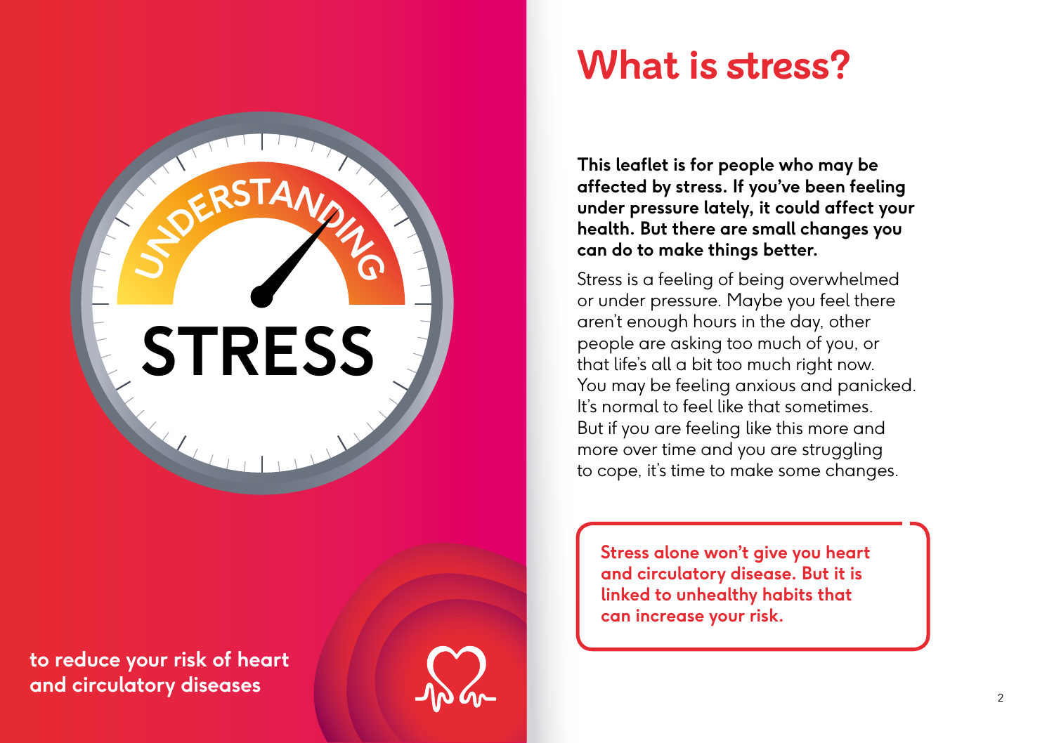# UNDERSTANDING STRESS

to reduce your risk of heart and circulatory diseases

# What is stress?

**This leaflet is for people who may be affected by stress. If you've been feeling under pressure lately, it could affect your health. But there are small changes you can do to make things better.**

Stress is a feeling of being overwhelmed or under pressure. Maybe you feel there aren't enough hours in the day, other people are asking too much of you, or that life's all a bit too much right now. You may be feeling anxious and panicked. It's normal to feel like that sometimes. But if you are feeling like this more and more over time and you are struggling to cope, it's time to make some changes.

**Stress alone won't give you heart and circulatory disease. But it is linked to unhealthy habits that can increase your risk.**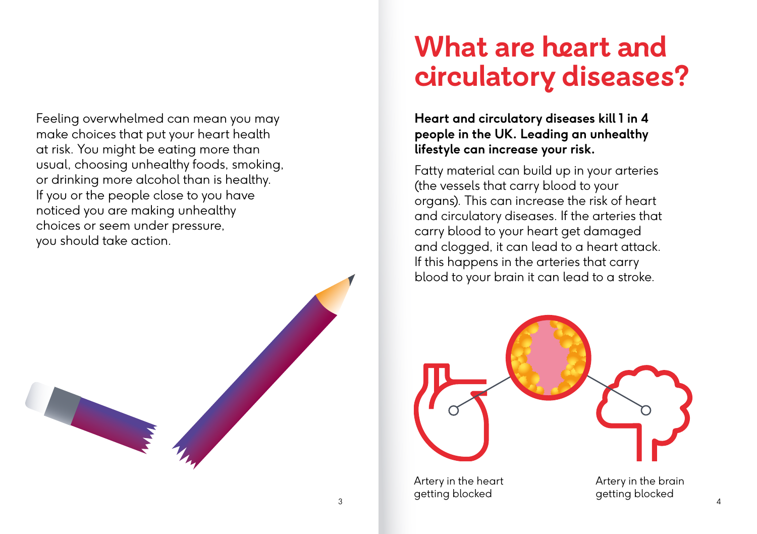Feeling overwhelmed can mean you may make choices that put your heart health at risk. You might be eating more than usual, choosing unhealthy foods, smoking, or drinking more alcohol than is healthy. If you or the people close to you have noticed you are making unhealthy choices or seem under pressure, you should take action.

# What are heart and circulatory diseases?

**Heart and circulatory diseases kill 1 in 4 people in the UK. Leading an unhealthy lifestyle can increase your risk.**

Fatty material can build up in your arteries (the vessels that carry blood to your organs). This can increase the risk of heart and circulatory diseases. If the arteries that carry blood to your heart get damaged and clogged, it can lead to a heart attack. If this happens in the arteries that carry blood to your brain it can lead to a stroke.

Artery in the heart getting blocked

Artery in the brain getting blocked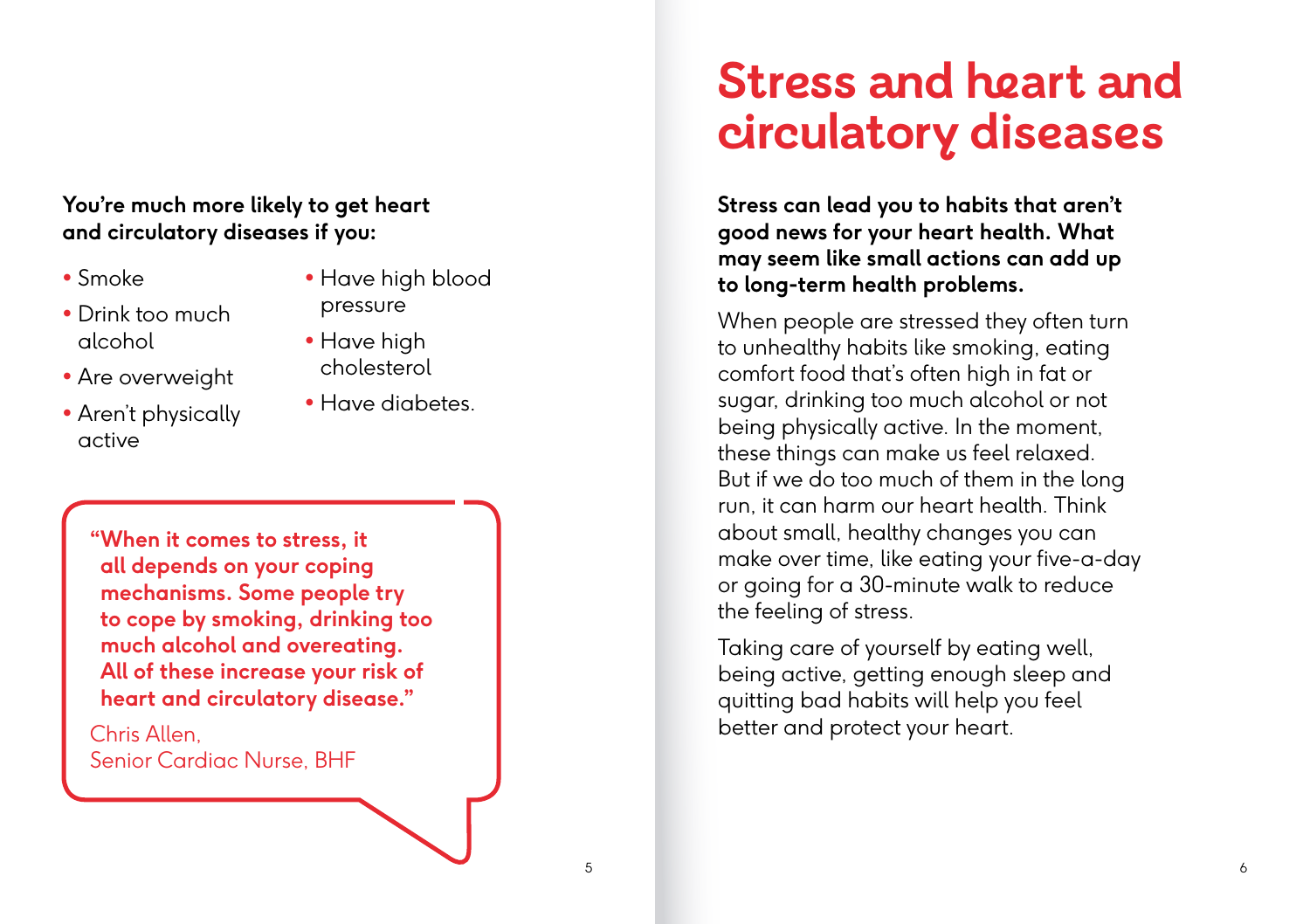**You're much more likely to get heart and circulatory diseases if you:**

- Smoke
- Drink too much alcohol
- Are overweight
- Aren't physically active
- Have high blood pressure
- Have high cholesterol
- Have diabetes.

**"When it comes to stress, it all depends on your coping mechanisms. Some people try to cope by smoking, drinking too much alcohol and overeating. All of these increase your risk of heart and circulatory disease."**

Chris Allen,
Senior Cardiac Nurse, BHF

# Stress and heart and circulatory diseases

**Stress can lead you to habits that aren't good news for your heart health. What may seem like small actions can add up to long-term health problems.**

When people are stressed they often turn to unhealthy habits like smoking, eating comfort food that's often high in fat or sugar, drinking too much alcohol or not being physically active. In the moment, these things can make us feel relaxed. But if we do too much of them in the long run, it can harm our heart health. Think about small, healthy changes you can make over time, like eating your five-a-day or going for a 30-minute walk to reduce the feeling of stress.

Taking care of yourself by eating well, being active, getting enough sleep and quitting bad habits will help you feel better and protect your heart.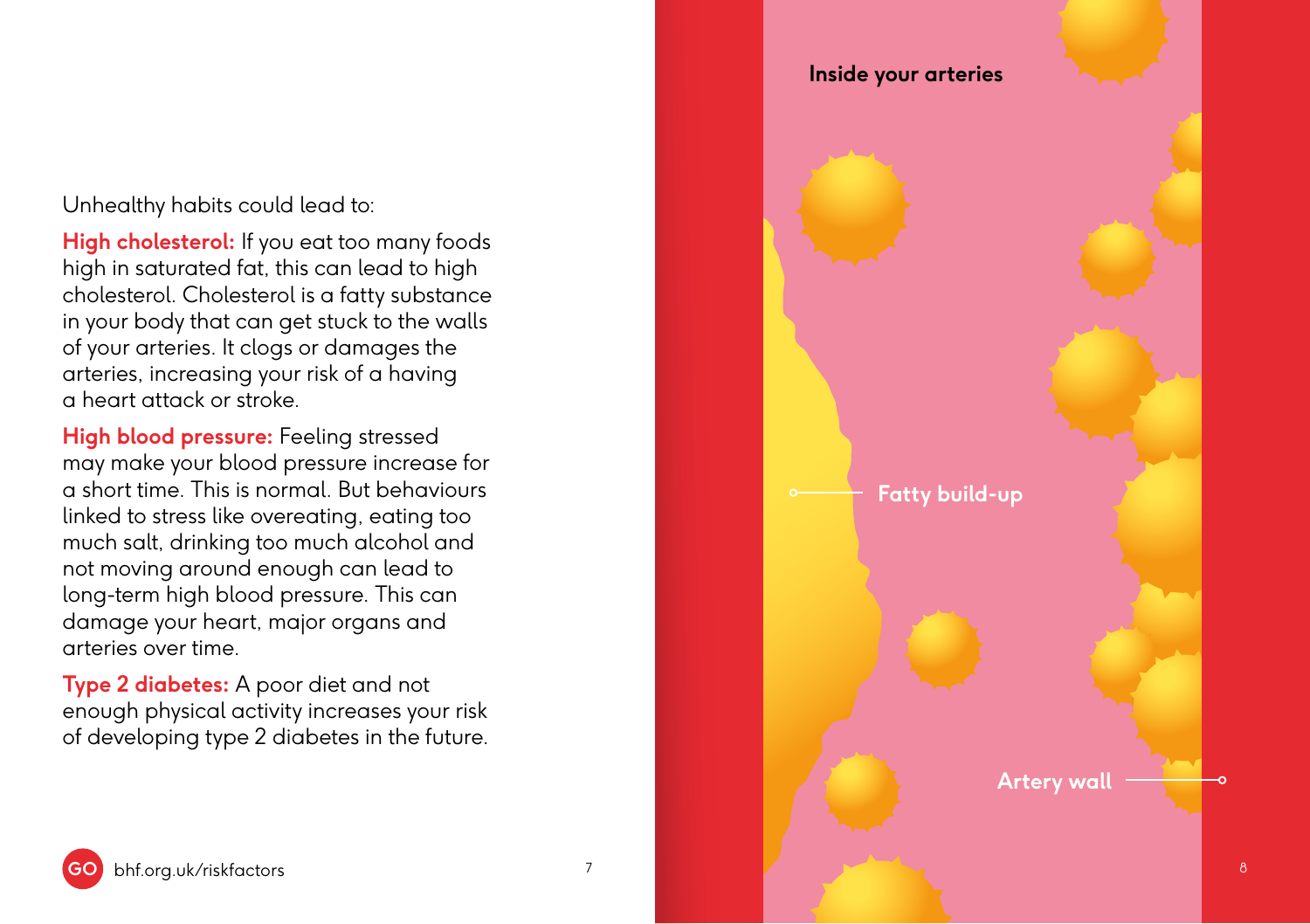Unhealthy habits could lead to:

**High cholesterol:** If you eat too many foods high in saturated fat, this can lead to high cholesterol. Cholesterol is a fatty substance in your body that can get stuck to the walls of your arteries. It clogs or damages the arteries, increasing your risk of a having a heart attack or stroke.

**High blood pressure:** Feeling stressed may make your blood pressure increase for a short time. This is normal. But behaviours linked to stress like overeating, eating too much salt, drinking too much alcohol and not moving around enough can lead to long-term high blood pressure. This can damage your heart, major organs and arteries over time.

**Type 2 diabetes:** A poor diet and not enough physical activity increases your risk of developing type 2 diabetes in the future.

GO bhf.org.uk/riskfactors

**Inside your arteries**

Fatty build-up

Artery wall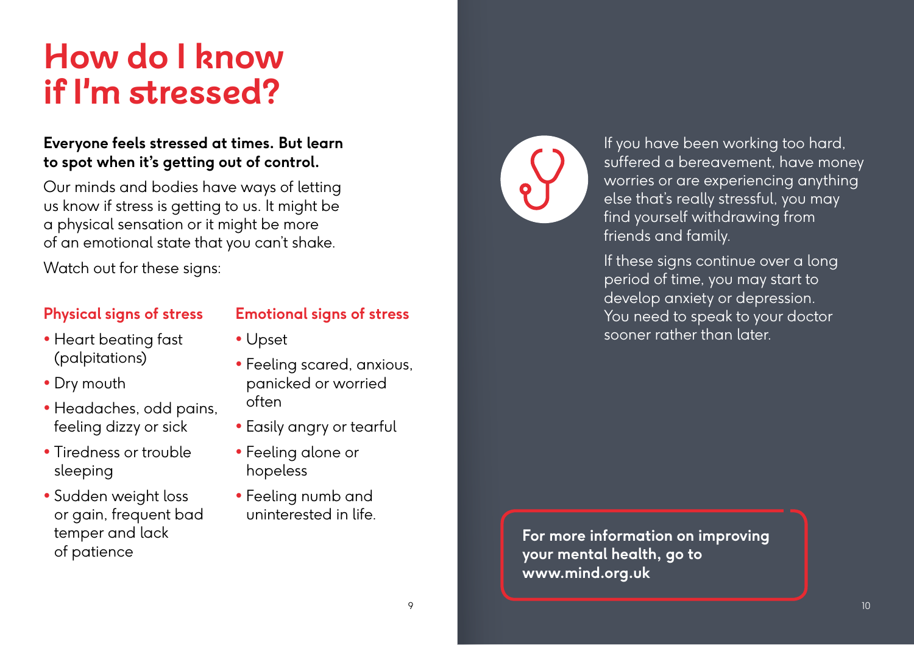# How do I know if I'm stressed?

**Everyone feels stressed at times. But learn to spot when it's getting out of control.**

Our minds and bodies have ways of letting us know if stress is getting to us. It might be a physical sensation or it might be more of an emotional state that you can't shake.

Watch out for these signs:

### Physical signs of stress

- Heart beating fast (palpitations)
- Dry mouth
- Headaches, odd pains, feeling dizzy or sick
- Tiredness or trouble sleeping
- Sudden weight loss or gain, frequent bad temper and lack of patience

### Emotional signs of stress

- Upset
- Feeling scared, anxious, panicked or worried often
- Easily angry or tearful
- Feeling alone or hopeless
- Feeling numb and uninterested in life.

If you have been working too hard, suffered a bereavement, have money worries or are experiencing anything else that's really stressful, you may find yourself withdrawing from friends and family.

If these signs continue over a long period of time, you may start to develop anxiety or depression. You need to speak to your doctor sooner rather than later.

**For more information on improving your mental health, go to www.mind.org.uk**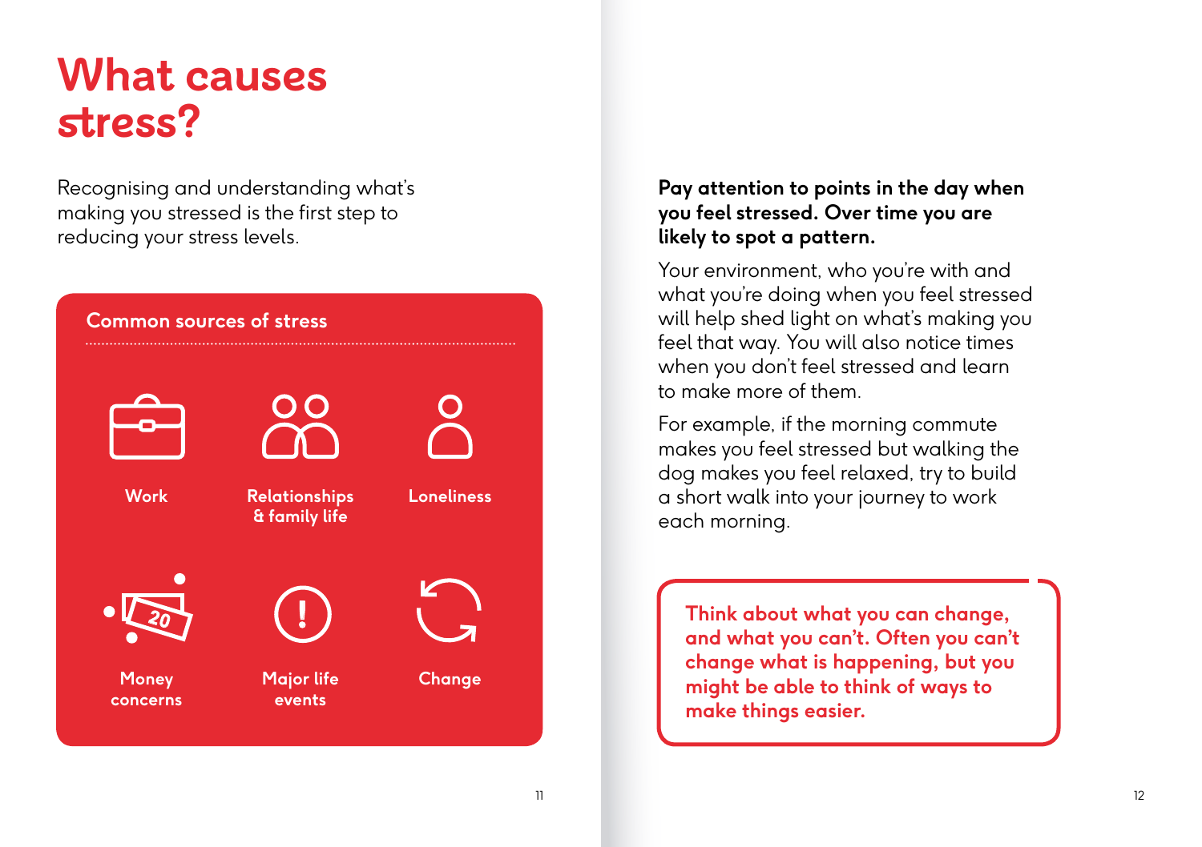# What causes stress?

Recognising and understanding what's making you stressed is the first step to reducing your stress levels.

## Common sources of stress

- Work
- Relationships & family life
- Loneliness
- Money concerns
- Major life events
- Change

**Pay attention to points in the day when you feel stressed. Over time you are likely to spot a pattern.**

Your environment, who you're with and what you're doing when you feel stressed will help shed light on what's making you feel that way. You will also notice times when you don't feel stressed and learn to make more of them.

For example, if the morning commute makes you feel stressed but walking the dog makes you feel relaxed, try to build a short walk into your journey to work each morning.

**Think about what you can change, and what you can't. Often you can't change what is happening, but you might be able to think of ways to make things easier.**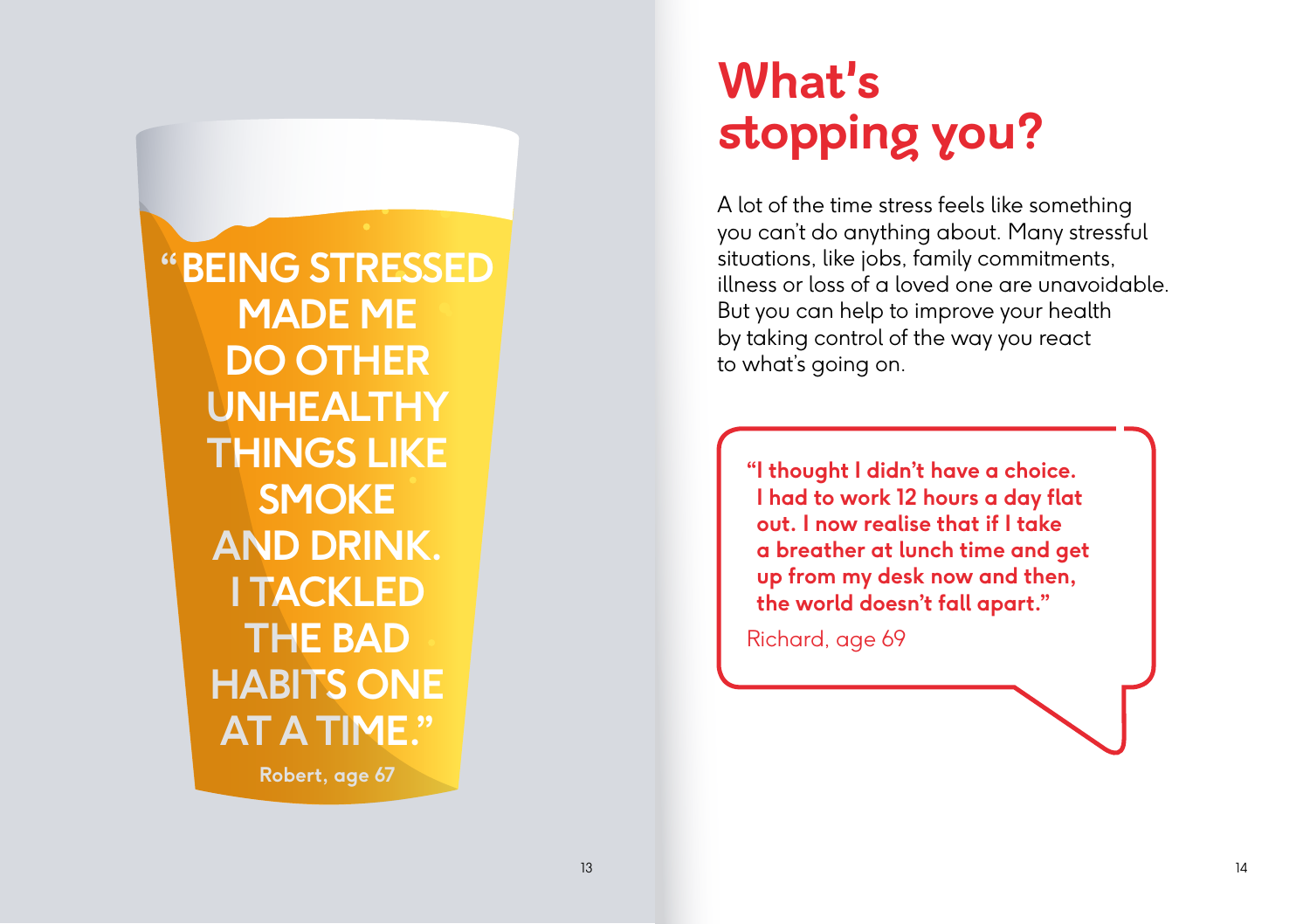"BEING STRESSED MADE ME DO OTHER UNHEALTHY THINGS LIKE SMOKE AND DRINK. I TACKLED THE BAD HABITS ONE AT A TIME."

Robert, age 67

# What's stopping you?

A lot of the time stress feels like something you can't do anything about. Many stressful situations, like jobs, family commitments, illness or loss of a loved one are unavoidable. But you can help to improve your health by taking control of the way you react to what's going on.

**"I thought I didn't have a choice. I had to work 12 hours a day flat out. I now realise that if I take a breather at lunch time and get up from my desk now and then, the world doesn't fall apart."**

Richard, age 69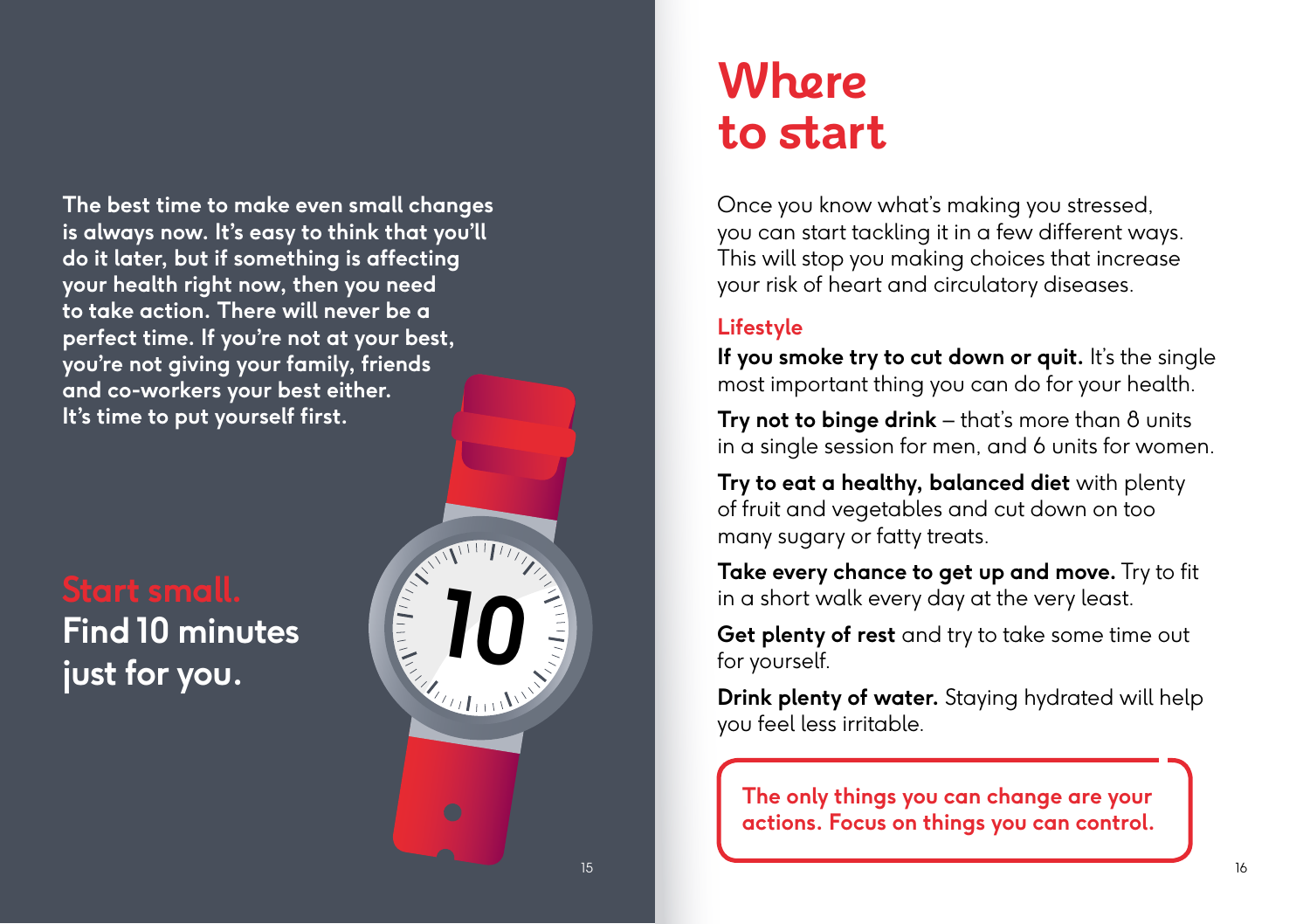**The best time to make even small changes is always now. It's easy to think that you'll do it later, but if something is affecting your health right now, then you need to take action. There will never be a perfect time. If you're not at your best, you're not giving your family, friends and co-workers your best either. It's time to put yourself first.**

## Start small. Find 10 minutes just for you.

# Where to start

Once you know what's making you stressed, you can start tackling it in a few different ways. This will stop you making choices that increase your risk of heart and circulatory diseases.

### Lifestyle

**If you smoke try to cut down or quit.** It's the single most important thing you can do for your health.

**Try not to binge drink** – that's more than 8 units in a single session for men, and 6 units for women.

**Try to eat a healthy, balanced diet** with plenty of fruit and vegetables and cut down on too many sugary or fatty treats.

**Take every chance to get up and move.** Try to fit in a short walk every day at the very least.

**Get plenty of rest** and try to take some time out for yourself.

**Drink plenty of water.** Staying hydrated will help you feel less irritable.

**The only things you can change are your actions. Focus on things you can control.**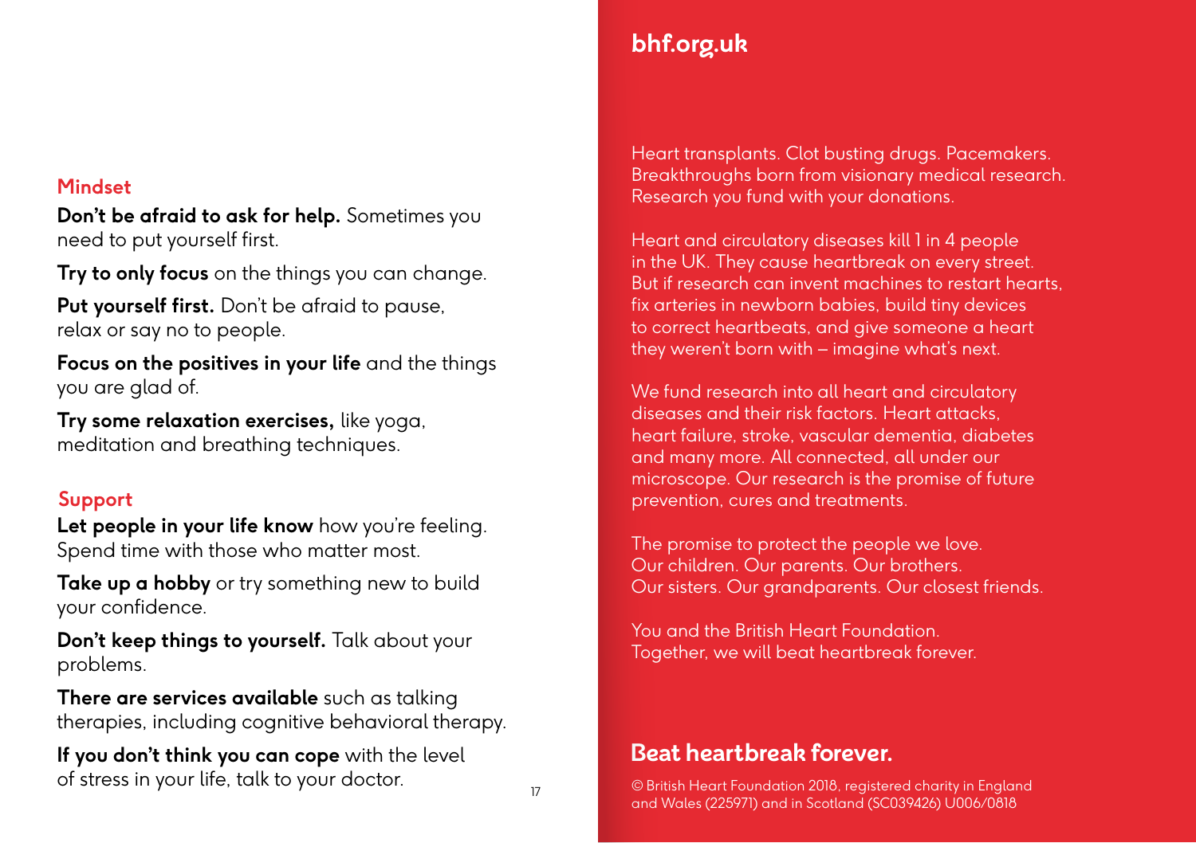## Mindset

**Don't be afraid to ask for help.** Sometimes you need to put yourself first.

**Try to only focus** on the things you can change.

**Put yourself first.** Don't be afraid to pause, relax or say no to people.

**Focus on the positives in your life** and the things you are glad of.

**Try some relaxation exercises,** like yoga, meditation and breathing techniques.

## Support

**Let people in your life know** how you're feeling. Spend time with those who matter most.

**Take up a hobby** or try something new to build your confidence.

**Don't keep things to yourself.** Talk about your problems.

**There are services available** such as talking therapies, including cognitive behavioral therapy.

**If you don't think you can cope** with the level of stress in your life, talk to your doctor.

**bhf.org.uk**

Heart transplants. Clot busting drugs. Pacemakers. Breakthroughs born from visionary medical research. Research you fund with your donations.

Heart and circulatory diseases kill 1 in 4 people in the UK. They cause heartbreak on every street. But if research can invent machines to restart hearts, fix arteries in newborn babies, build tiny devices to correct heartbeats, and give someone a heart they weren't born with – imagine what's next.

We fund research into all heart and circulatory diseases and their risk factors. Heart attacks, heart failure, stroke, vascular dementia, diabetes and many more. All connected, all under our microscope. Our research is the promise of future prevention, cures and treatments.

The promise to protect the people we love. Our children. Our parents. Our brothers. Our sisters. Our grandparents. Our closest friends.

You and the British Heart Foundation. Together, we will beat heartbreak forever.

**Beat heartbreak forever.**

© British Heart Foundation 2018, registered charity in England and Wales (225971) and in Scotland (SC039426) U006/0818